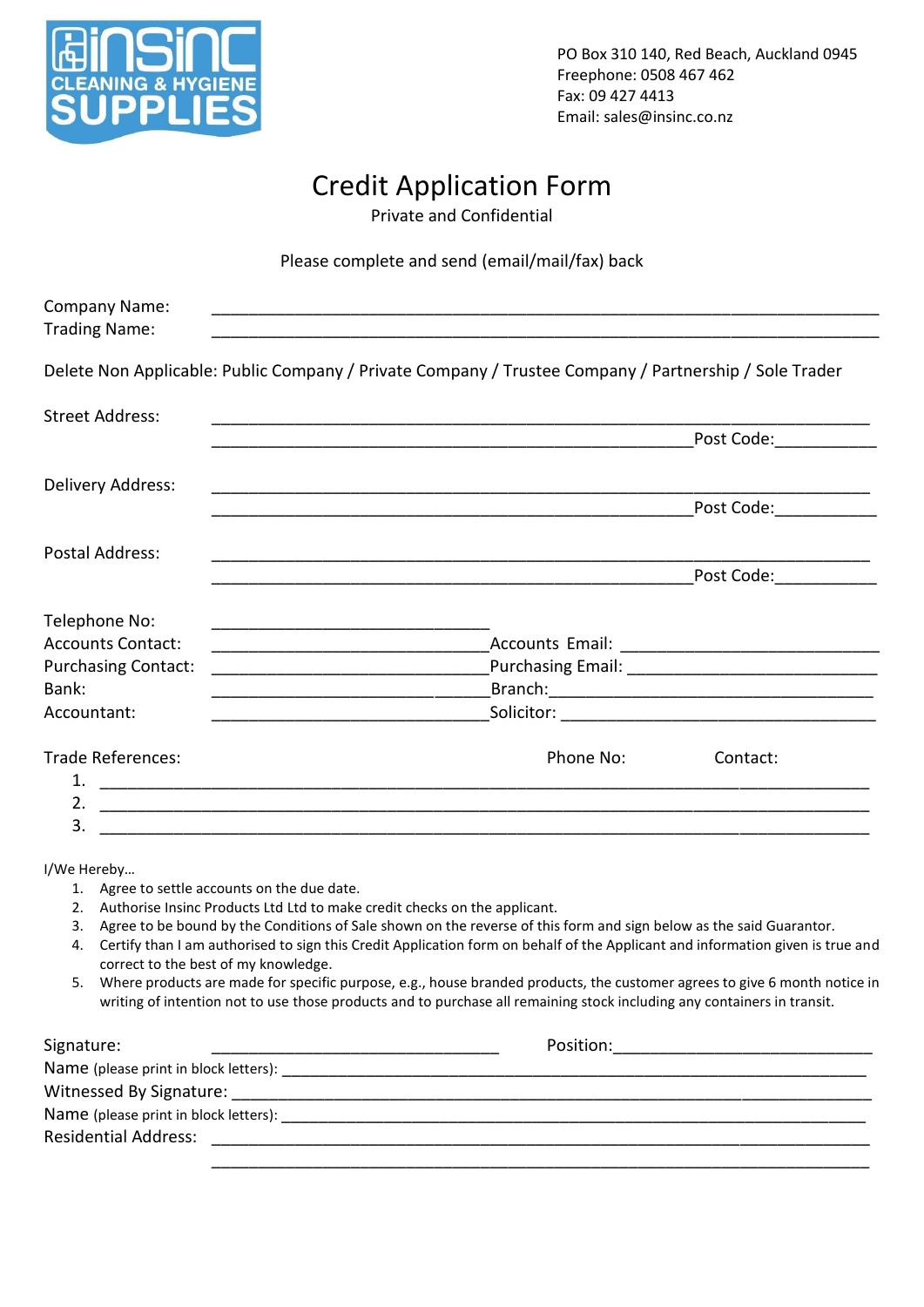INSINC CLEANING & HYGIENE SUPPLIES

PO Box 310 140, Red Beach, Auckland 0945
Freephone: 0508 467 462
Fax: 09 427 4413
Email: sales@insinc.co.nz

# Credit Application Form

Private and Confidential

Please complete and send (email/mail/fax) back

Company Name: ______________________________________________________________________

Trading Name: ______________________________________________________________________

Delete Non Applicable: Public Company / Private Company / Trustee Company / Partnership / Sole Trader

Street Address: ______________________________________________________________________
______________________________________________ Post Code: __________

Delivery Address: ______________________________________________________________________
______________________________________________ Post Code: __________

Postal Address: ______________________________________________________________________
______________________________________________ Post Code: __________

Telephone No: ____________________________

Accounts Contact: ____________________________ Accounts Email: ____________________________

Purchasing Contact: ____________________________ Purchasing Email: ____________________________

Bank: ____________________________ Branch: ____________________________

Accountant: ____________________________ Solicitor: ____________________________

Trade References: Phone No: Contact:

1. ______________________________________________________________________
2. ______________________________________________________________________
3. ______________________________________________________________________

I/We Hereby…

1. Agree to settle accounts on the due date.
2. Authorise Insinc Products Ltd Ltd to make credit checks on the applicant.
3. Agree to be bound by the Conditions of Sale shown on the reverse of this form and sign below as the said Guarantor.
4. Certify than I am authorised to sign this Credit Application form on behalf of the Applicant and information given is true and correct to the best of my knowledge.
5. Where products are made for specific purpose, e.g., house branded products, the customer agrees to give 6 month notice in writing of intention not to use those products and to purchase all remaining stock including any containers in transit.

Signature: ____________________________ Position: ____________________________

Name (please print in block letters): ______________________________________________________________________

Witnessed By Signature: ______________________________________________________________________

Name (please print in block letters): ______________________________________________________________________

Residential Address: ______________________________________________________________________
______________________________________________________________________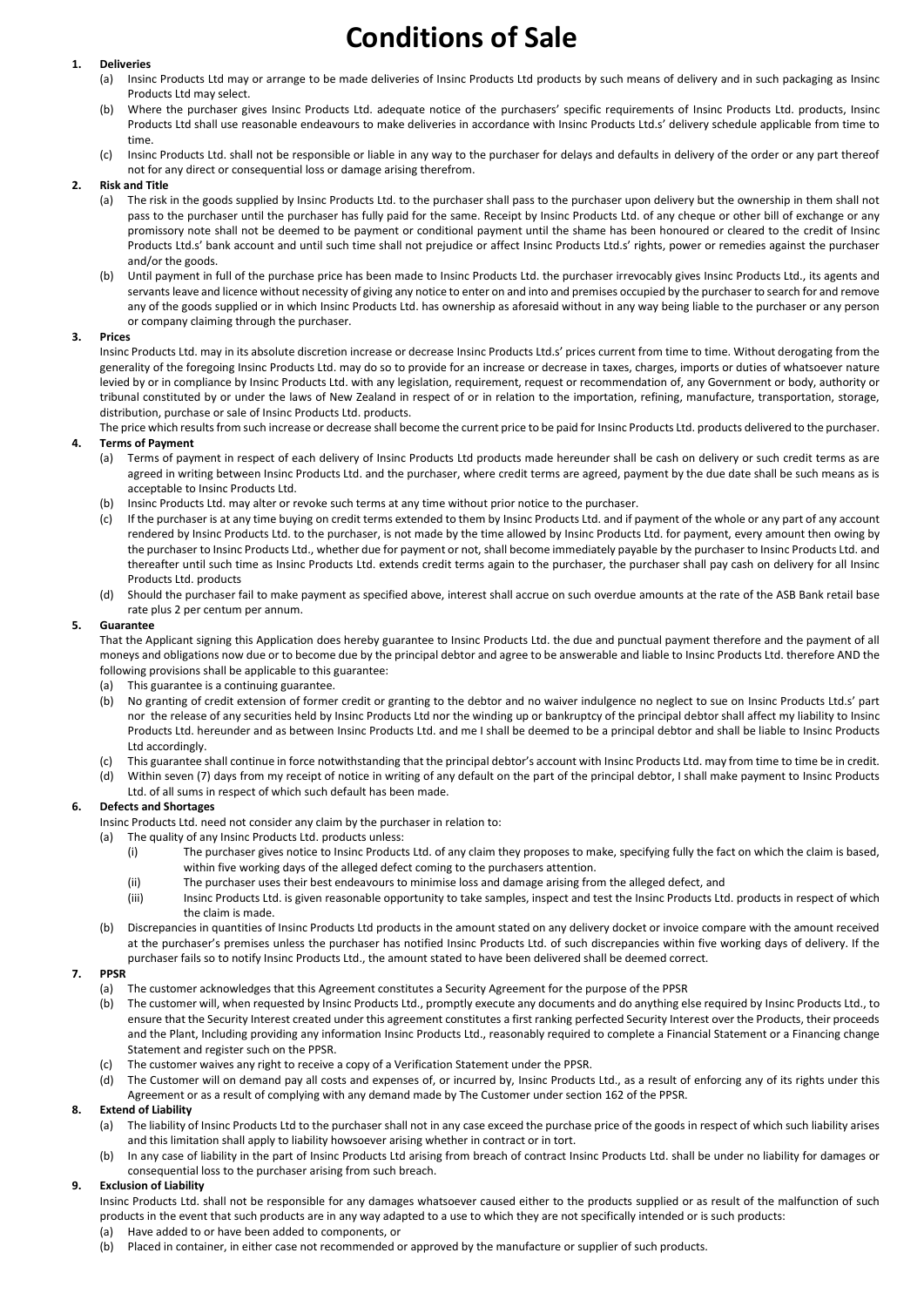# Conditions of Sale

**1. Deliveries**

(a) Insinc Products Ltd may or arrange to be made deliveries of Insinc Products Ltd products by such means of delivery and in such packaging as Insinc Products Ltd may select.

(b) Where the purchaser gives Insinc Products Ltd. adequate notice of the purchasers' specific requirements of Insinc Products Ltd. products, Insinc Products Ltd shall use reasonable endeavours to make deliveries in accordance with Insinc Products Ltd.s' delivery schedule applicable from time to time.

(c) Insinc Products Ltd. shall not be responsible or liable in any way to the purchaser for delays and defaults in delivery of the order or any part thereof not for any direct or consequential loss or damage arising therefrom.

**2. Risk and Title**

(a) The risk in the goods supplied by Insinc Products Ltd. to the purchaser shall pass to the purchaser upon delivery but the ownership in them shall not pass to the purchaser until the purchaser has fully paid for the same. Receipt by Insinc Products Ltd. of any cheque or other bill of exchange or any promissory note shall not be deemed to be payment or conditional payment until the shame has been honoured or cleared to the credit of Insinc Products Ltd.s' bank account and until such time shall not prejudice or affect Insinc Products Ltd.s' rights, power or remedies against the purchaser and/or the goods.

(b) Until payment in full of the purchase price has been made to Insinc Products Ltd. the purchaser irrevocably gives Insinc Products Ltd., its agents and servants leave and licence without necessity of giving any notice to enter on and into and premises occupied by the purchaser to search for and remove any of the goods supplied or in which Insinc Products Ltd. has ownership as aforesaid without in any way being liable to the purchaser or any person or company claiming through the purchaser.

**3. Prices**

Insinc Products Ltd. may in its absolute discretion increase or decrease Insinc Products Ltd.s' prices current from time to time. Without derogating from the generality of the foregoing Insinc Products Ltd. may do so to provide for an increase or decrease in taxes, charges, imports or duties of whatsoever nature levied by or in compliance by Insinc Products Ltd. with any legislation, requirement, request or recommendation of, any Government or body, authority or tribunal constituted by or under the laws of New Zealand in respect of or in relation to the importation, refining, manufacture, transportation, storage, distribution, purchase or sale of Insinc Products Ltd. products.

The price which results from such increase or decrease shall become the current price to be paid for Insinc Products Ltd. products delivered to the purchaser.

**4. Terms of Payment**

(a) Terms of payment in respect of each delivery of Insinc Products Ltd products made hereunder shall be cash on delivery or such credit terms as are agreed in writing between Insinc Products Ltd. and the purchaser, where credit terms are agreed, payment by the due date shall be such means as is acceptable to Insinc Products Ltd.

(b) Insinc Products Ltd. may alter or revoke such terms at any time without prior notice to the purchaser.

(c) If the purchaser is at any time buying on credit terms extended to them by Insinc Products Ltd. and if payment of the whole or any part of any account rendered by Insinc Products Ltd. to the purchaser, is not made by the time allowed by Insinc Products Ltd. for payment, every amount then owing by the purchaser to Insinc Products Ltd., whether due for payment or not, shall become immediately payable by the purchaser to Insinc Products Ltd. and thereafter until such time as Insinc Products Ltd. extends credit terms again to the purchaser, the purchaser shall pay cash on delivery for all Insinc Products Ltd. products

(d) Should the purchaser fail to make payment as specified above, interest shall accrue on such overdue amounts at the rate of the ASB Bank retail base rate plus 2 per centum per annum.

**5. Guarantee**

That the Applicant signing this Application does hereby guarantee to Insinc Products Ltd. the due and punctual payment therefore and the payment of all moneys and obligations now due or to become due by the principal debtor and agree to be answerable and liable to Insinc Products Ltd. therefore AND the following provisions shall be applicable to this guarantee:

(a) This guarantee is a continuing guarantee.

(b) No granting of credit extension of former credit or granting to the debtor and no waiver indulgence no neglect to sue on Insinc Products Ltd.s' part nor the release of any securities held by Insinc Products Ltd nor the winding up or bankruptcy of the principal debtor shall affect my liability to Insinc Products Ltd. hereunder and as between Insinc Products Ltd. and me I shall be deemed to be a principal debtor and shall be liable to Insinc Products Ltd accordingly.

(c) This guarantee shall continue in force notwithstanding that the principal debtor's account with Insinc Products Ltd. may from time to time be in credit.

(d) Within seven (7) days from my receipt of notice in writing of any default on the part of the principal debtor, I shall make payment to Insinc Products Ltd. of all sums in respect of which such default has been made.

**6. Defects and Shortages**

Insinc Products Ltd. need not consider any claim by the purchaser in relation to:

(a) The quality of any Insinc Products Ltd. products unless:

(i) The purchaser gives notice to Insinc Products Ltd. of any claim they proposes to make, specifying fully the fact on which the claim is based, within five working days of the alleged defect coming to the purchasers attention.

(ii) The purchaser uses their best endeavours to minimise loss and damage arising from the alleged defect, and

(iii) Insinc Products Ltd. is given reasonable opportunity to take samples, inspect and test the Insinc Products Ltd. products in respect of which the claim is made.

(b) Discrepancies in quantities of Insinc Products Ltd products in the amount stated on any delivery docket or invoice compare with the amount received at the purchaser's premises unless the purchaser has notified Insinc Products Ltd. of such discrepancies within five working days of delivery. If the purchaser fails so to notify Insinc Products Ltd., the amount stated to have been delivered shall be deemed correct.

**7. PPSR**

(a) The customer acknowledges that this Agreement constitutes a Security Agreement for the purpose of the PPSR

(b) The customer will, when requested by Insinc Products Ltd., promptly execute any documents and do anything else required by Insinc Products Ltd., to ensure that the Security Interest created under this agreement constitutes a first ranking perfected Security Interest over the Products, their proceeds and the Plant, Including providing any information Insinc Products Ltd., reasonably required to complete a Financial Statement or a Financing change Statement and register such on the PPSR.

(c) The customer waives any right to receive a copy of a Verification Statement under the PPSR.

(d) The Customer will on demand pay all costs and expenses of, or incurred by, Insinc Products Ltd., as a result of enforcing any of its rights under this Agreement or as a result of complying with any demand made by The Customer under section 162 of the PPSR.

**8. Extend of Liability**

(a) The liability of Insinc Products Ltd to the purchaser shall not in any case exceed the purchase price of the goods in respect of which such liability arises and this limitation shall apply to liability howsoever arising whether in contract or in tort.

(b) In any case of liability in the part of Insinc Products Ltd arising from breach of contract Insinc Products Ltd. shall be under no liability for damages or consequential loss to the purchaser arising from such breach.

**9. Exclusion of Liability**

Insinc Products Ltd. shall not be responsible for any damages whatsoever caused either to the products supplied or as result of the malfunction of such products in the event that such products are in any way adapted to a use to which they are not specifically intended or is such products:

(a) Have added to or have been added to components, or

(b) Placed in container, in either case not recommended or approved by the manufacture or supplier of such products.